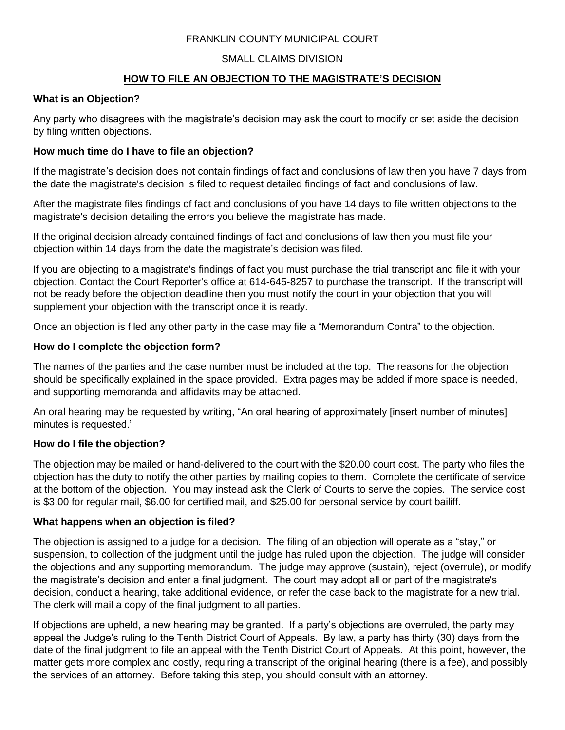FRANKLIN COUNTY MUNICIPAL COURT

SMALL CLAIMS DIVISION

# HOW TO FILE AN OBJECTION TO THE MAGISTRATE'S DECISION

**What is an Objection?**

Any party who disagrees with the magistrate's decision may ask the court to modify or set aside the decision by filing written objections.

**How much time do I have to file an objection?**

If the magistrate's decision does not contain findings of fact and conclusions of law then you have 7 days from the date the magistrate's decision is filed to request detailed findings of fact and conclusions of law.

After the magistrate files findings of fact and conclusions of you have 14 days to file written objections to the magistrate's decision detailing the errors you believe the magistrate has made.

If the original decision already contained findings of fact and conclusions of law then you must file your objection within 14 days from the date the magistrate's decision was filed.

If you are objecting to a magistrate's findings of fact you must purchase the trial transcript and file it with your objection. Contact the Court Reporter's office at 614-645-8257 to purchase the transcript. If the transcript will not be ready before the objection deadline then you must notify the court in your objection that you will supplement your objection with the transcript once it is ready.

Once an objection is filed any other party in the case may file a "Memorandum Contra" to the objection.

**How do I complete the objection form?**

The names of the parties and the case number must be included at the top. The reasons for the objection should be specifically explained in the space provided. Extra pages may be added if more space is needed, and supporting memoranda and affidavits may be attached.

An oral hearing may be requested by writing, "An oral hearing of approximately [insert number of minutes] minutes is requested."

**How do I file the objection?**

The objection may be mailed or hand-delivered to the court with the $20.00 court cost. The party who files the objection has the duty to notify the other parties by mailing copies to them. Complete the certificate of service at the bottom of the objection. You may instead ask the Clerk of Courts to serve the copies. The service cost is $3.00 for regular mail, $6.00 for certified mail, and $25.00 for personal service by court bailiff.

**What happens when an objection is filed?**

The objection is assigned to a judge for a decision. The filing of an objection will operate as a "stay," or suspension, to collection of the judgment until the judge has ruled upon the objection. The judge will consider the objections and any supporting memorandum. The judge may approve (sustain), reject (overrule), or modify the magistrate's decision and enter a final judgment. The court may adopt all or part of the magistrate's decision, conduct a hearing, take additional evidence, or refer the case back to the magistrate for a new trial. The clerk will mail a copy of the final judgment to all parties.

If objections are upheld, a new hearing may be granted. If a party's objections are overruled, the party may appeal the Judge's ruling to the Tenth District Court of Appeals. By law, a party has thirty (30) days from the date of the final judgment to file an appeal with the Tenth District Court of Appeals. At this point, however, the matter gets more complex and costly, requiring a transcript of the original hearing (there is a fee), and possibly the services of an attorney. Before taking this step, you should consult with an attorney.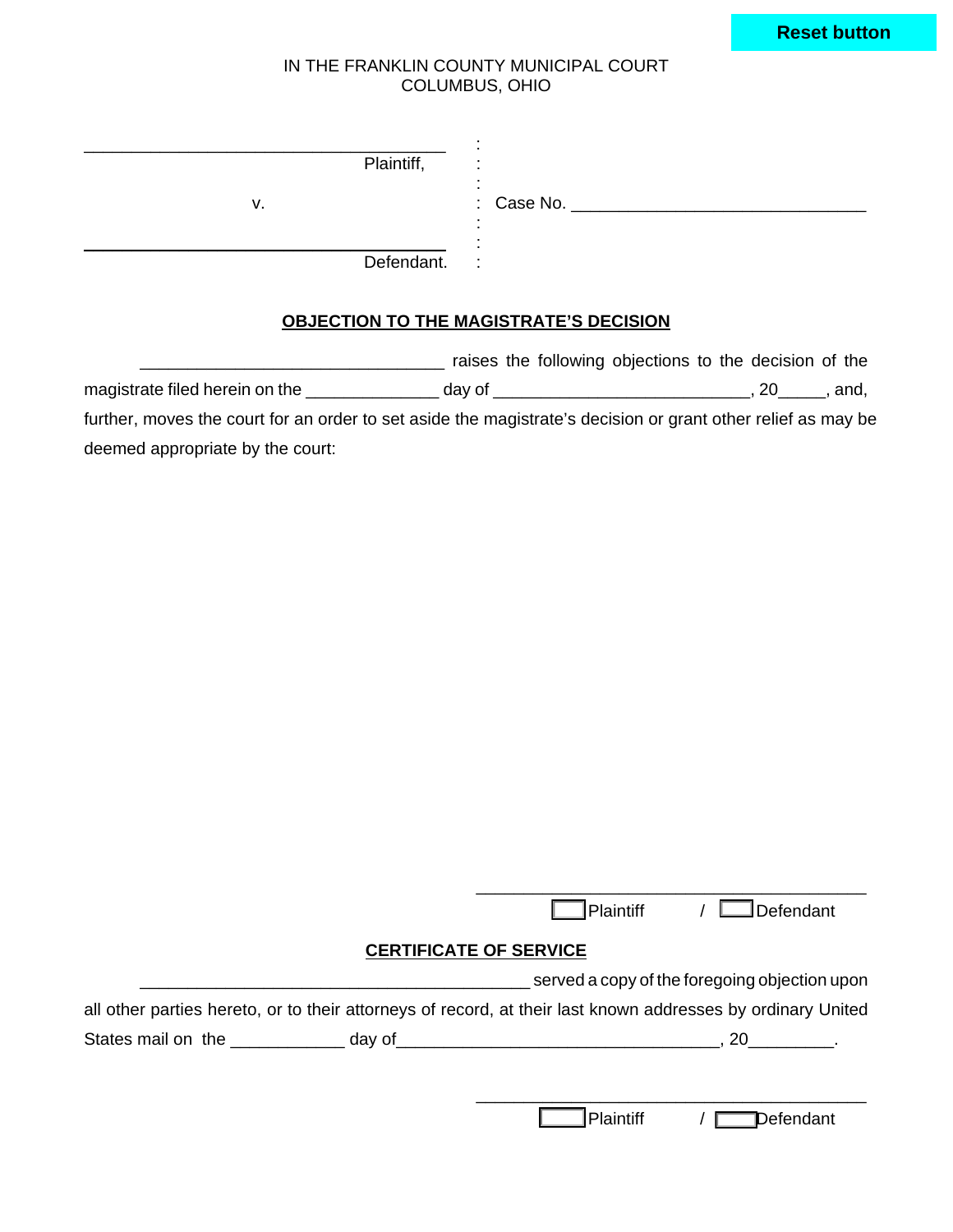Reset button

IN THE FRANKLIN COUNTY MUNICIPAL COURT
COLUMBUS, OHIO

| | | |
|---|---|---|
| ________________________________________ Plaintiff, | : | |
| v. | : | Case No. ________________________________ |
| ________________________________________ Defendant. | : | |

**OBJECTION TO THE MAGISTRATE'S DECISION**

_________________________________ raises the following objections to the decision of the magistrate filed herein on the ______________ day of ___________________________, 20_____, and, further, moves the court for an order to set aside the magistrate's decision or grant other relief as may be deemed appropriate by the court:

&nbsp;

___________________________________________
☐ Plaintiff / ☐ Defendant

**CERTIFICATE OF SERVICE**

___________________________________________ served a copy of the foregoing objection upon all other parties hereto, or to their attorneys of record, at their last known addresses by ordinary United States mail on the ____________ day of___________________________________, 20_________.

___________________________________________
☐ Plaintiff / ☐ Defendant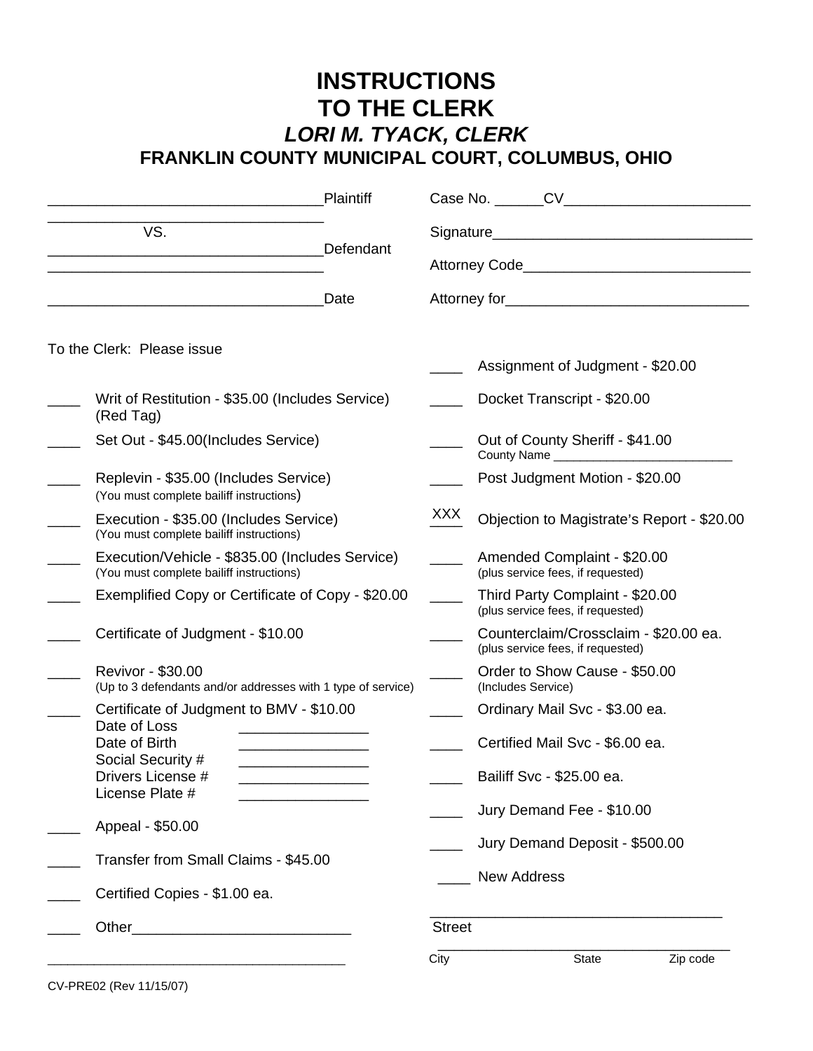# INSTRUCTIONS TO THE CLERK

### *LORI M. TYACK, CLERK*

### FRANKLIN COUNTY MUNICIPAL COURT, COLUMBUS, OHIO

___________________________________Plaintiff
___________________________________
VS.
___________________________________Defendant
___________________________________
___________________________________Date

Case No. ______CV______________________
Signature________________________________
Attorney Code____________________________
Attorney for______________________________

To the Clerk: Please issue

____ Writ of Restitution - $35.00 (Includes Service) (Red Tag)
____ Set Out - $45.00(Includes Service)
____ Replevin - $35.00 (Includes Service) (You must complete bailiff instructions)
____ Execution - $35.00 (Includes Service) (You must complete bailiff instructions)
____ Execution/Vehicle - $835.00 (Includes Service) (You must complete bailiff instructions)
____ Exemplified Copy or Certificate of Copy - $20.00
____ Certificate of Judgment - $10.00
____ Revivor - $30.00 (Up to 3 defendants and/or addresses with 1 type of service)
____ Certificate of Judgment to BMV - $10.00
Date of Loss ________________
Date of Birth ________________
Social Security # ________________
Drivers License # ________________
License Plate # ________________
____ Appeal - $50.00
____ Transfer from Small Claims - $45.00
____ Certified Copies - $1.00 ea.
____ Other___________________________
_________________________________________

____ Assignment of Judgment - $20.00
____ Docket Transcript - $20.00
____ Out of County Sheriff - $41.00
County Name __________________________
____ Post Judgment Motion - $20.00
XXX Objection to Magistrate's Report - $20.00
____ Amended Complaint - $20.00 (plus service fees, if requested)
____ Third Party Complaint - $20.00 (plus service fees, if requested)
____ Counterclaim/Crossclaim - $20.00 ea. (plus service fees, if requested)
____ Order to Show Cause - $50.00 (Includes Service)
____ Ordinary Mail Svc - $3.00 ea.
____ Certified Mail Svc - $6.00 ea.
____ Bailiff Svc - $25.00 ea.
____ Jury Demand Fee - $10.00
____ Jury Demand Deposit - $500.00
____ New Address

___________________________________
Street
___________________________________
City State Zip code

CV-PRE02 (Rev 11/15/07)